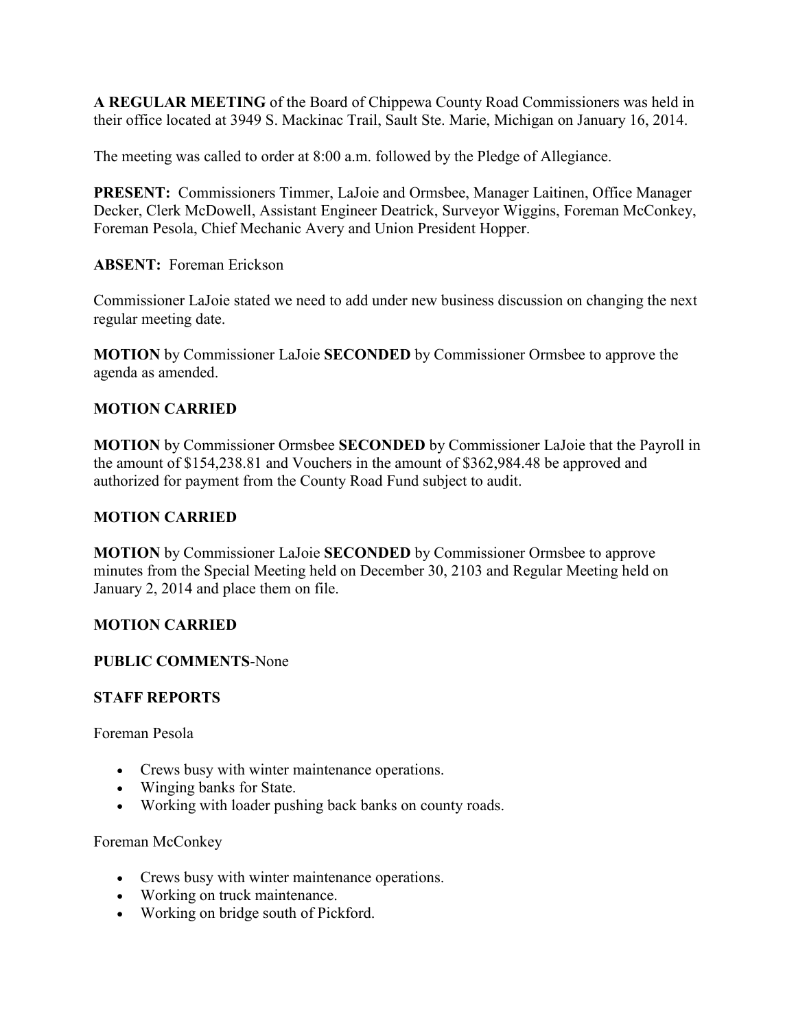**A REGULAR MEETING** of the Board of Chippewa County Road Commissioners was held in their office located at 3949 S. Mackinac Trail, Sault Ste. Marie, Michigan on January 16, 2014.

The meeting was called to order at 8:00 a.m. followed by the Pledge of Allegiance.

**PRESENT:** Commissioners Timmer, LaJoie and Ormsbee, Manager Laitinen, Office Manager Decker, Clerk McDowell, Assistant Engineer Deatrick, Surveyor Wiggins, Foreman McConkey, Foreman Pesola, Chief Mechanic Avery and Union President Hopper.

**ABSENT:** Foreman Erickson

Commissioner LaJoie stated we need to add under new business discussion on changing the next regular meeting date.

**MOTION** by Commissioner LaJoie **SECONDED** by Commissioner Ormsbee to approve the agenda as amended.

**MOTION CARRIED**

**MOTION** by Commissioner Ormsbee **SECONDED** by Commissioner LaJoie that the Payroll in the amount of $154,238.81 and Vouchers in the amount of $362,984.48 be approved and authorized for payment from the County Road Fund subject to audit.

**MOTION CARRIED**

**MOTION** by Commissioner LaJoie **SECONDED** by Commissioner Ormsbee to approve minutes from the Special Meeting held on December 30, 2103 and Regular Meeting held on January 2, 2014 and place them on file.

**MOTION CARRIED**

**PUBLIC COMMENTS**-None

**STAFF REPORTS**

Foreman Pesola

- Crews busy with winter maintenance operations.
- Winging banks for State.
- Working with loader pushing back banks on county roads.

Foreman McConkey

- Crews busy with winter maintenance operations.
- Working on truck maintenance.
- Working on bridge south of Pickford.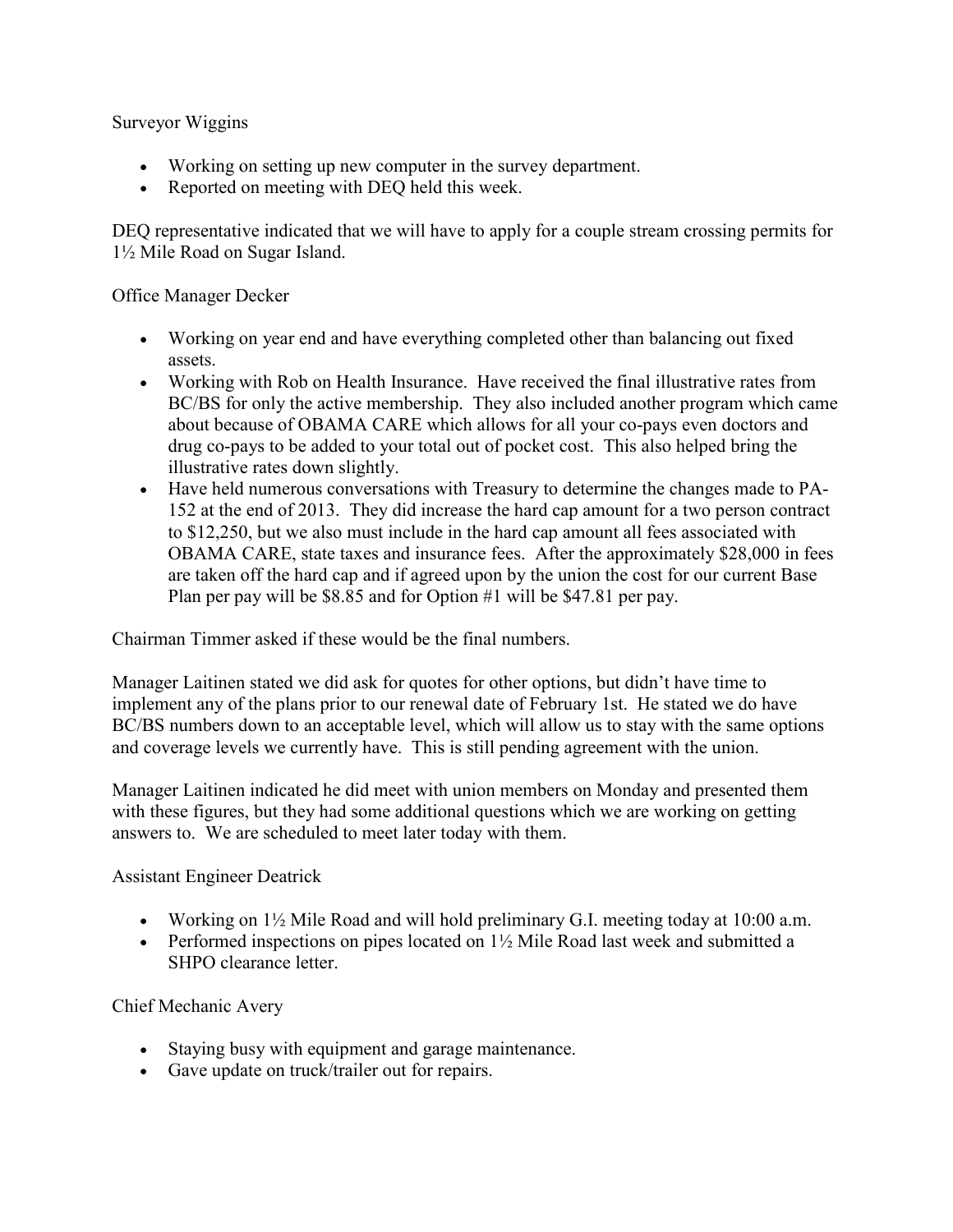Surveyor Wiggins

- Working on setting up new computer in the survey department.
- Reported on meeting with DEQ held this week.

DEQ representative indicated that we will have to apply for a couple stream crossing permits for 1½ Mile Road on Sugar Island.

Office Manager Decker

- Working on year end and have everything completed other than balancing out fixed assets.
- Working with Rob on Health Insurance. Have received the final illustrative rates from BC/BS for only the active membership. They also included another program which came about because of OBAMA CARE which allows for all your co-pays even doctors and drug co-pays to be added to your total out of pocket cost. This also helped bring the illustrative rates down slightly.
- Have held numerous conversations with Treasury to determine the changes made to PA-152 at the end of 2013. They did increase the hard cap amount for a two person contract to $12,250, but we also must include in the hard cap amount all fees associated with OBAMA CARE, state taxes and insurance fees. After the approximately $28,000 in fees are taken off the hard cap and if agreed upon by the union the cost for our current Base Plan per pay will be $8.85 and for Option #1 will be $47.81 per pay.

Chairman Timmer asked if these would be the final numbers.

Manager Laitinen stated we did ask for quotes for other options, but didn't have time to implement any of the plans prior to our renewal date of February 1st. He stated we do have BC/BS numbers down to an acceptable level, which will allow us to stay with the same options and coverage levels we currently have. This is still pending agreement with the union.

Manager Laitinen indicated he did meet with union members on Monday and presented them with these figures, but they had some additional questions which we are working on getting answers to. We are scheduled to meet later today with them.

Assistant Engineer Deatrick

- Working on 1½ Mile Road and will hold preliminary G.I. meeting today at 10:00 a.m.
- Performed inspections on pipes located on 1½ Mile Road last week and submitted a SHPO clearance letter.

Chief Mechanic Avery

- Staying busy with equipment and garage maintenance.
- Gave update on truck/trailer out for repairs.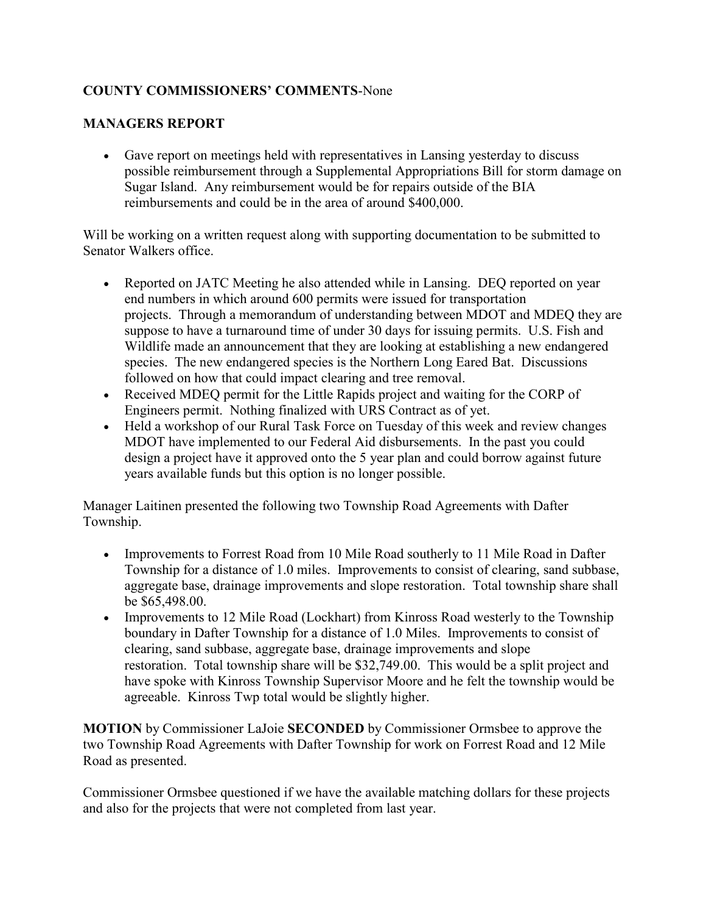**COUNTY COMMISSIONERS' COMMENTS**-None

**MANAGERS REPORT**

- Gave report on meetings held with representatives in Lansing yesterday to discuss possible reimbursement through a Supplemental Appropriations Bill for storm damage on Sugar Island. Any reimbursement would be for repairs outside of the BIA reimbursements and could be in the area of around $400,000.

Will be working on a written request along with supporting documentation to be submitted to Senator Walkers office.

- Reported on JATC Meeting he also attended while in Lansing. DEQ reported on year end numbers in which around 600 permits were issued for transportation projects. Through a memorandum of understanding between MDOT and MDEQ they are suppose to have a turnaround time of under 30 days for issuing permits. U.S. Fish and Wildlife made an announcement that they are looking at establishing a new endangered species. The new endangered species is the Northern Long Eared Bat. Discussions followed on how that could impact clearing and tree removal.
- Received MDEQ permit for the Little Rapids project and waiting for the CORP of Engineers permit. Nothing finalized with URS Contract as of yet.
- Held a workshop of our Rural Task Force on Tuesday of this week and review changes MDOT have implemented to our Federal Aid disbursements. In the past you could design a project have it approved onto the 5 year plan and could borrow against future years available funds but this option is no longer possible.

Manager Laitinen presented the following two Township Road Agreements with Dafter Township.

- Improvements to Forrest Road from 10 Mile Road southerly to 11 Mile Road in Dafter Township for a distance of 1.0 miles. Improvements to consist of clearing, sand subbase, aggregate base, drainage improvements and slope restoration. Total township share shall be $65,498.00.
- Improvements to 12 Mile Road (Lockhart) from Kinross Road westerly to the Township boundary in Dafter Township for a distance of 1.0 Miles. Improvements to consist of clearing, sand subbase, aggregate base, drainage improvements and slope restoration. Total township share will be $32,749.00. This would be a split project and have spoke with Kinross Township Supervisor Moore and he felt the township would be agreeable. Kinross Twp total would be slightly higher.

**MOTION** by Commissioner LaJoie **SECONDED** by Commissioner Ormsbee to approve the two Township Road Agreements with Dafter Township for work on Forrest Road and 12 Mile Road as presented.

Commissioner Ormsbee questioned if we have the available matching dollars for these projects and also for the projects that were not completed from last year.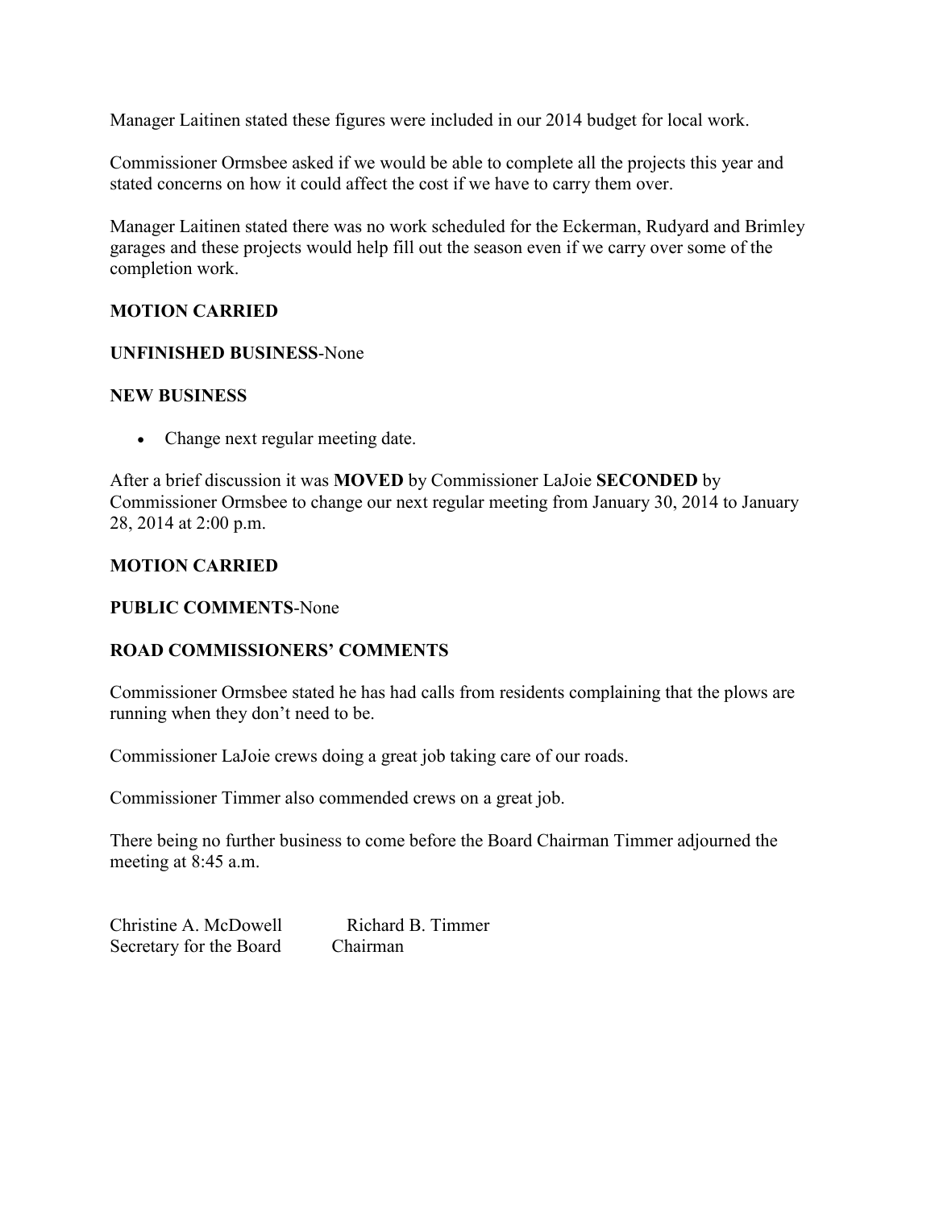Manager Laitinen stated these figures were included in our 2014 budget for local work.

Commissioner Ormsbee asked if we would be able to complete all the projects this year and stated concerns on how it could affect the cost if we have to carry them over.

Manager Laitinen stated there was no work scheduled for the Eckerman, Rudyard and Brimley garages and these projects would help fill out the season even if we carry over some of the completion work.

**MOTION CARRIED**

**UNFINISHED BUSINESS**-None

**NEW BUSINESS**

- Change next regular meeting date.

After a brief discussion it was **MOVED** by Commissioner LaJoie **SECONDED** by Commissioner Ormsbee to change our next regular meeting from January 30, 2014 to January 28, 2014 at 2:00 p.m.

**MOTION CARRIED**

**PUBLIC COMMENTS**-None

**ROAD COMMISSIONERS' COMMENTS**

Commissioner Ormsbee stated he has had calls from residents complaining that the plows are running when they don't need to be.

Commissioner LaJoie crews doing a great job taking care of our roads.

Commissioner Timmer also commended crews on a great job.

There being no further business to come before the Board Chairman Timmer adjourned the meeting at 8:45 a.m.

Christine A. McDowell    Richard B. Timmer
Secretary for the Board    Chairman